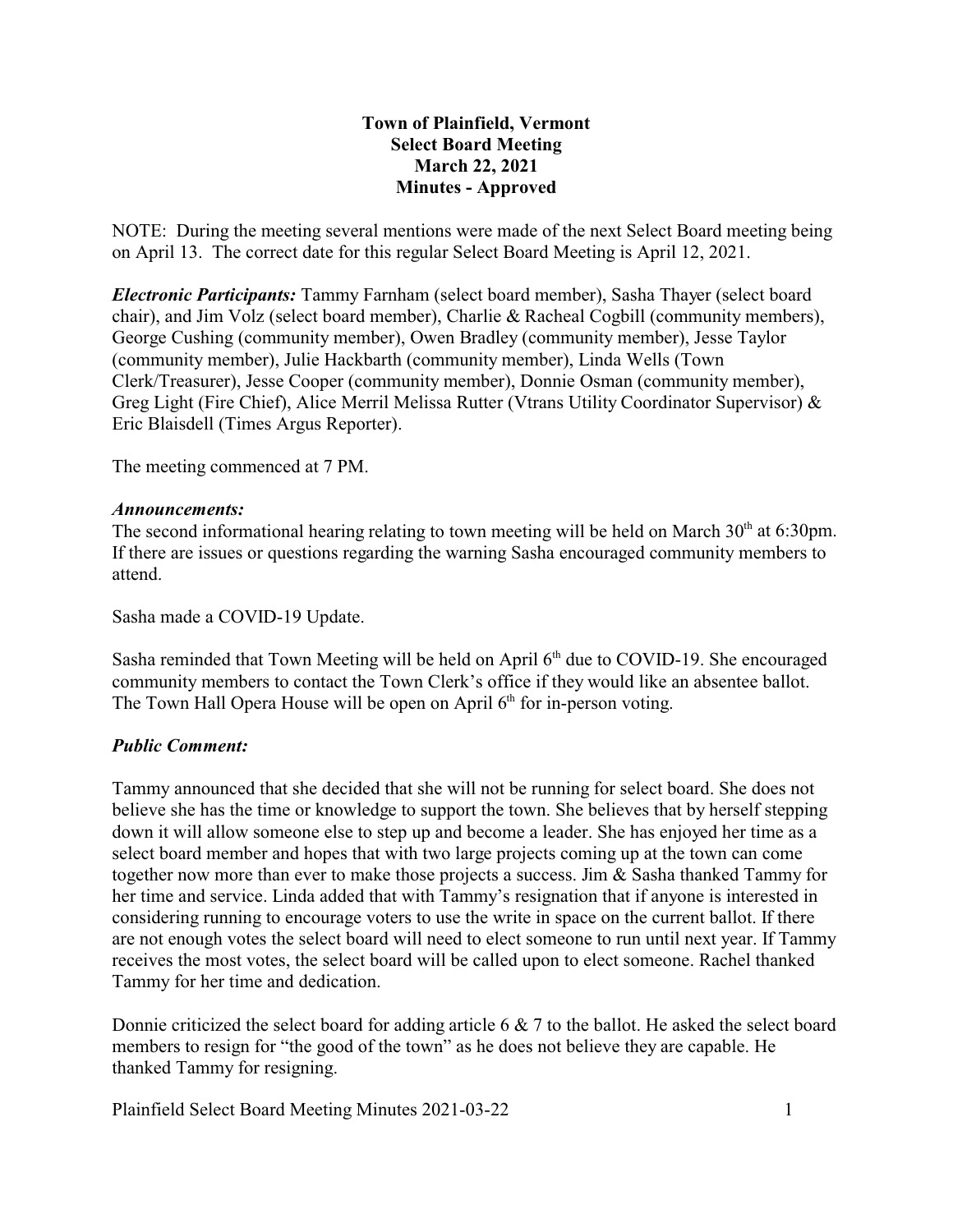**Town of Plainfield, Vermont**
**Select Board Meeting**
**March 22, 2021**
**Minutes - Approved**

NOTE: During the meeting several mentions were made of the next Select Board meeting being on April 13. The correct date for this regular Select Board Meeting is April 12, 2021.

***Electronic Participants:*** Tammy Farnham (select board member), Sasha Thayer (select board chair), and Jim Volz (select board member), Charlie & Racheal Cogbill (community members), George Cushing (community member), Owen Bradley (community member), Jesse Taylor (community member), Julie Hackbarth (community member), Linda Wells (Town Clerk/Treasurer), Jesse Cooper (community member), Donnie Osman (community member), Greg Light (Fire Chief), Alice Merril Melissa Rutter (Vtrans Utility Coordinator Supervisor) & Eric Blaisdell (Times Argus Reporter).

The meeting commenced at 7 PM.

***Announcements:***

The second informational hearing relating to town meeting will be held on March 30th at 6:30pm. If there are issues or questions regarding the warning Sasha encouraged community members to attend.

Sasha made a COVID-19 Update.

Sasha reminded that Town Meeting will be held on April 6th due to COVID-19. She encouraged community members to contact the Town Clerk's office if they would like an absentee ballot. The Town Hall Opera House will be open on April 6th for in-person voting.

***Public Comment:***

Tammy announced that she decided that she will not be running for select board. She does not believe she has the time or knowledge to support the town. She believes that by herself stepping down it will allow someone else to step up and become a leader. She has enjoyed her time as a select board member and hopes that with two large projects coming up at the town can come together now more than ever to make those projects a success. Jim & Sasha thanked Tammy for her time and service. Linda added that with Tammy's resignation that if anyone is interested in considering running to encourage voters to use the write in space on the current ballot. If there are not enough votes the select board will need to elect someone to run until next year. If Tammy receives the most votes, the select board will be called upon to elect someone. Rachel thanked Tammy for her time and dedication.

Donnie criticized the select board for adding article 6 & 7 to the ballot. He asked the select board members to resign for "the good of the town" as he does not believe they are capable. He thanked Tammy for resigning.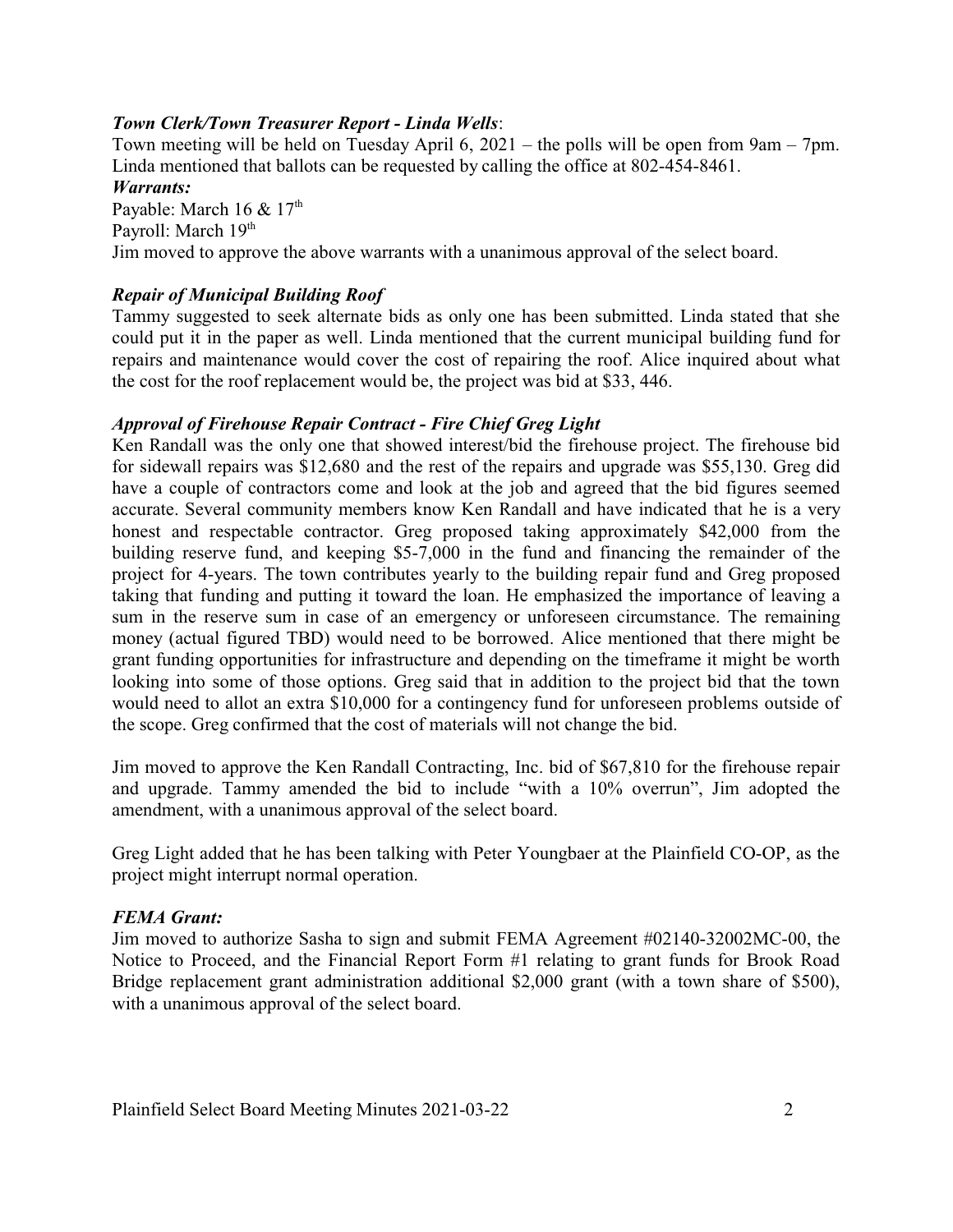### *Town Clerk/Town Treasurer Report - Linda Wells*:

Town meeting will be held on Tuesday April 6, 2021 – the polls will be open from 9am – 7pm. Linda mentioned that ballots can be requested by calling the office at 802-454-8461.

***Warrants:***

Payable: March 16 & 17th
Payroll: March 19th
Jim moved to approve the above warrants with a unanimous approval of the select board.

### *Repair of Municipal Building Roof*

Tammy suggested to seek alternate bids as only one has been submitted. Linda stated that she could put it in the paper as well. Linda mentioned that the current municipal building fund for repairs and maintenance would cover the cost of repairing the roof. Alice inquired about what the cost for the roof replacement would be, the project was bid at $33, 446.

### *Approval of Firehouse Repair Contract - Fire Chief Greg Light*

Ken Randall was the only one that showed interest/bid the firehouse project. The firehouse bid for sidewall repairs was $12,680 and the rest of the repairs and upgrade was $55,130. Greg did have a couple of contractors come and look at the job and agreed that the bid figures seemed accurate. Several community members know Ken Randall and have indicated that he is a very honest and respectable contractor. Greg proposed taking approximately $42,000 from the building reserve fund, and keeping $5-7,000 in the fund and financing the remainder of the project for 4-years. The town contributes yearly to the building repair fund and Greg proposed taking that funding and putting it toward the loan. He emphasized the importance of leaving a sum in the reserve sum in case of an emergency or unforeseen circumstance. The remaining money (actual figured TBD) would need to be borrowed. Alice mentioned that there might be grant funding opportunities for infrastructure and depending on the timeframe it might be worth looking into some of those options. Greg said that in addition to the project bid that the town would need to allot an extra $10,000 for a contingency fund for unforeseen problems outside of the scope. Greg confirmed that the cost of materials will not change the bid.

Jim moved to approve the Ken Randall Contracting, Inc. bid of $67,810 for the firehouse repair and upgrade. Tammy amended the bid to include "with a 10% overrun", Jim adopted the amendment, with a unanimous approval of the select board.

Greg Light added that he has been talking with Peter Youngbaer at the Plainfield CO-OP, as the project might interrupt normal operation.

### *FEMA Grant:*

Jim moved to authorize Sasha to sign and submit FEMA Agreement #02140-32002MC-00, the Notice to Proceed, and the Financial Report Form #1 relating to grant funds for Brook Road Bridge replacement grant administration additional $2,000 grant (with a town share of $500), with a unanimous approval of the select board.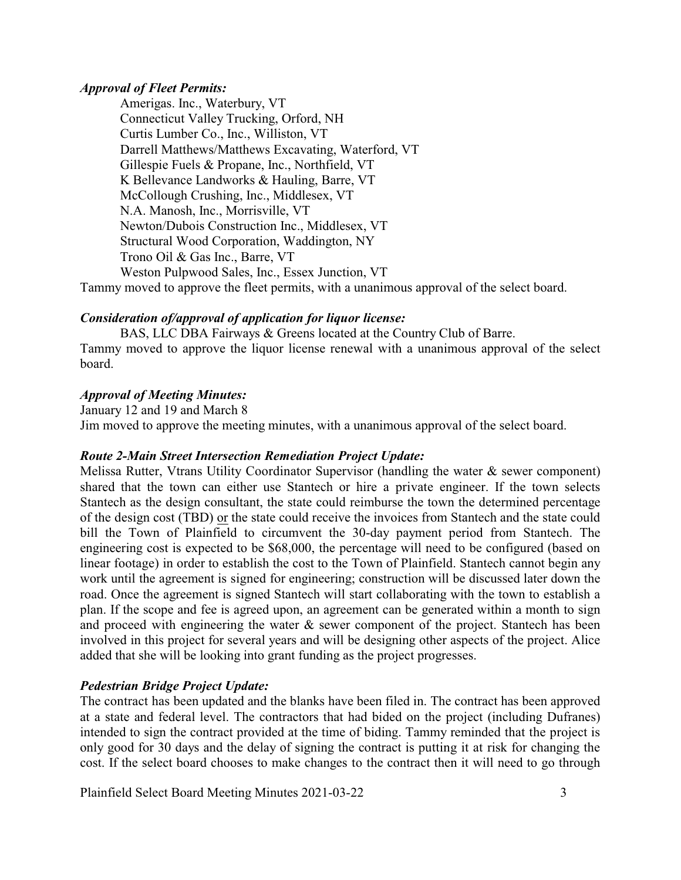***Approval of Fleet Permits:***

Amerigas. Inc., Waterbury, VT
Connecticut Valley Trucking, Orford, NH
Curtis Lumber Co., Inc., Williston, VT
Darrell Matthews/Matthews Excavating, Waterford, VT
Gillespie Fuels & Propane, Inc., Northfield, VT
K Bellevance Landworks & Hauling, Barre, VT
McCollough Crushing, Inc., Middlesex, VT
N.A. Manosh, Inc., Morrisville, VT
Newton/Dubois Construction Inc., Middlesex, VT
Structural Wood Corporation, Waddington, NY
Trono Oil & Gas Inc., Barre, VT
Weston Pulpwood Sales, Inc., Essex Junction, VT

Tammy moved to approve the fleet permits, with a unanimous approval of the select board.

***Consideration of/approval of application for liquor license:***

BAS, LLC DBA Fairways & Greens located at the Country Club of Barre.

Tammy moved to approve the liquor license renewal with a unanimous approval of the select board.

***Approval of Meeting Minutes:***

January 12 and 19 and March 8

Jim moved to approve the meeting minutes, with a unanimous approval of the select board.

***Route 2-Main Street Intersection Remediation Project Update:***

Melissa Rutter, Vtrans Utility Coordinator Supervisor (handling the water & sewer component) shared that the town can either use Stantech or hire a private engineer. If the town selects Stantech as the design consultant, the state could reimburse the town the determined percentage of the design cost (TBD) <u>or</u> the state could receive the invoices from Stantech and the state could bill the Town of Plainfield to circumvent the 30-day payment period from Stantech. The engineering cost is expected to be $68,000, the percentage will need to be configured (based on linear footage) in order to establish the cost to the Town of Plainfield. Stantech cannot begin any work until the agreement is signed for engineering; construction will be discussed later down the road. Once the agreement is signed Stantech will start collaborating with the town to establish a plan. If the scope and fee is agreed upon, an agreement can be generated within a month to sign and proceed with engineering the water & sewer component of the project. Stantech has been involved in this project for several years and will be designing other aspects of the project. Alice added that she will be looking into grant funding as the project progresses.

***Pedestrian Bridge Project Update:***

The contract has been updated and the blanks have been filed in. The contract has been approved at a state and federal level. The contractors that had bided on the project (including Dufranes) intended to sign the contract provided at the time of biding. Tammy reminded that the project is only good for 30 days and the delay of signing the contract is putting it at risk for changing the cost. If the select board chooses to make changes to the contract then it will need to go through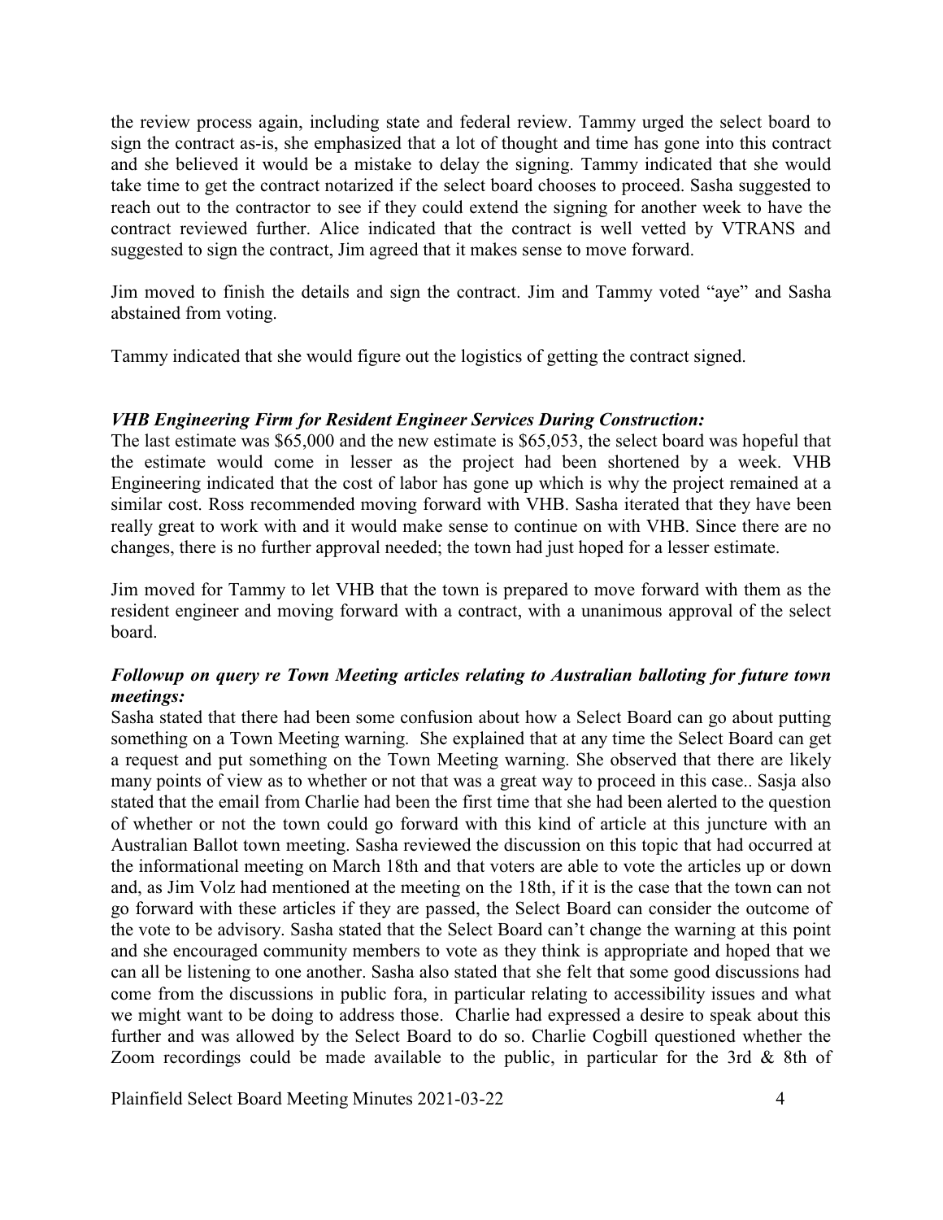the review process again, including state and federal review. Tammy urged the select board to sign the contract as-is, she emphasized that a lot of thought and time has gone into this contract and she believed it would be a mistake to delay the signing. Tammy indicated that she would take time to get the contract notarized if the select board chooses to proceed. Sasha suggested to reach out to the contractor to see if they could extend the signing for another week to have the contract reviewed further. Alice indicated that the contract is well vetted by VTRANS and suggested to sign the contract, Jim agreed that it makes sense to move forward.

Jim moved to finish the details and sign the contract. Jim and Tammy voted "aye" and Sasha abstained from voting.

Tammy indicated that she would figure out the logistics of getting the contract signed.

***VHB Engineering Firm for Resident Engineer Services During Construction:***

The last estimate was $65,000 and the new estimate is $65,053, the select board was hopeful that the estimate would come in lesser as the project had been shortened by a week. VHB Engineering indicated that the cost of labor has gone up which is why the project remained at a similar cost. Ross recommended moving forward with VHB. Sasha iterated that they have been really great to work with and it would make sense to continue on with VHB. Since there are no changes, there is no further approval needed; the town had just hoped for a lesser estimate.

Jim moved for Tammy to let VHB that the town is prepared to move forward with them as the resident engineer and moving forward with a contract, with a unanimous approval of the select board.

***Followup on query re Town Meeting articles relating to Australian balloting for future town meetings:***

Sasha stated that there had been some confusion about how a Select Board can go about putting something on a Town Meeting warning. She explained that at any time the Select Board can get a request and put something on the Town Meeting warning. She observed that there are likely many points of view as to whether or not that was a great way to proceed in this case.. Sasja also stated that the email from Charlie had been the first time that she had been alerted to the question of whether or not the town could go forward with this kind of article at this juncture with an Australian Ballot town meeting. Sasha reviewed the discussion on this topic that had occurred at the informational meeting on March 18th and that voters are able to vote the articles up or down and, as Jim Volz had mentioned at the meeting on the 18th, if it is the case that the town can not go forward with these articles if they are passed, the Select Board can consider the outcome of the vote to be advisory. Sasha stated that the Select Board can't change the warning at this point and she encouraged community members to vote as they think is appropriate and hoped that we can all be listening to one another. Sasha also stated that she felt that some good discussions had come from the discussions in public fora, in particular relating to accessibility issues and what we might want to be doing to address those. Charlie had expressed a desire to speak about this further and was allowed by the Select Board to do so. Charlie Cogbill questioned whether the Zoom recordings could be made available to the public, in particular for the 3rd & 8th of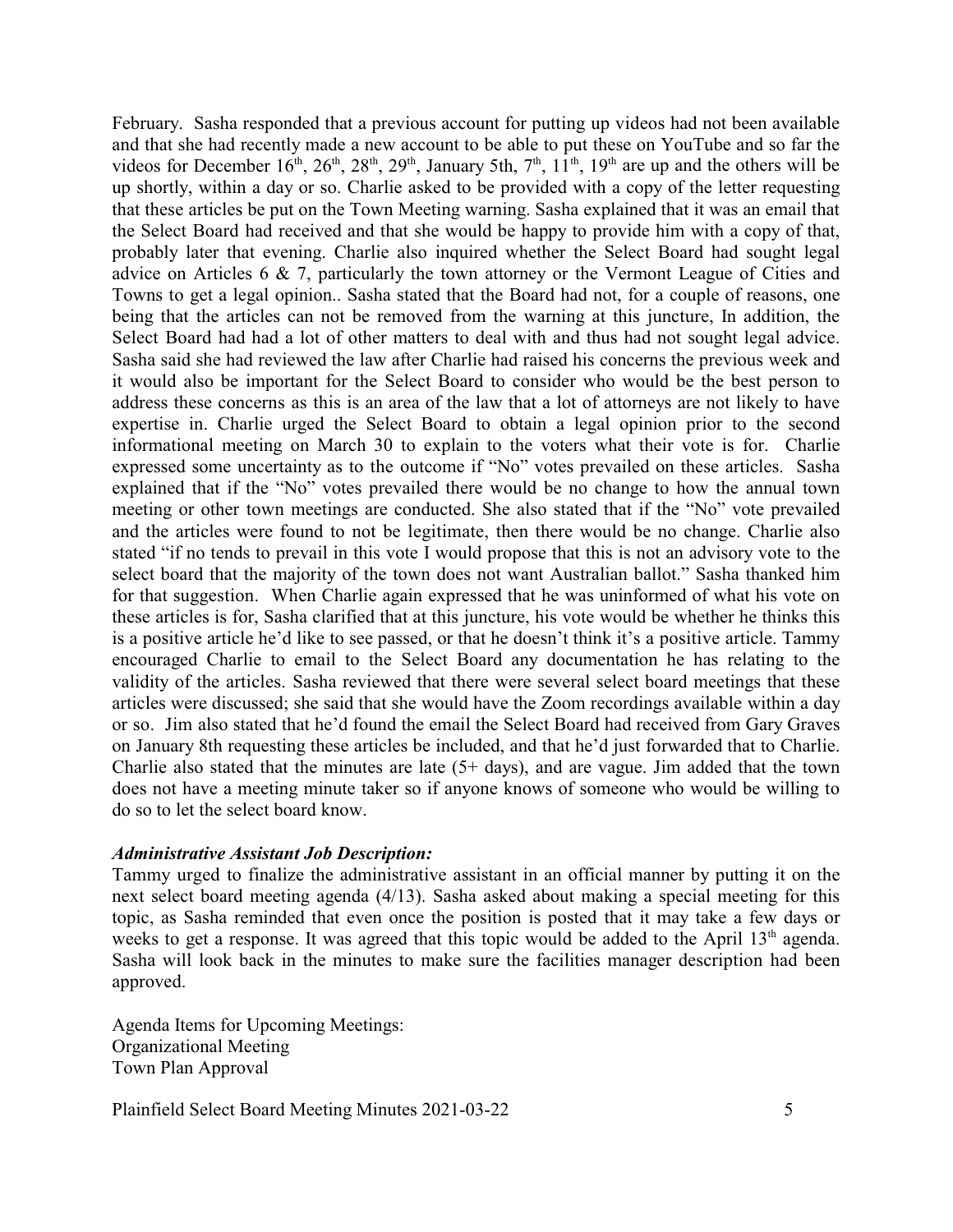February. Sasha responded that a previous account for putting up videos had not been available and that she had recently made a new account to be able to put these on YouTube and so far the videos for December 16th, 26th, 28th, 29th, January 5th, 7th, 11th, 19th are up and the others will be up shortly, within a day or so. Charlie asked to be provided with a copy of the letter requesting that these articles be put on the Town Meeting warning. Sasha explained that it was an email that the Select Board had received and that she would be happy to provide him with a copy of that, probably later that evening. Charlie also inquired whether the Select Board had sought legal advice on Articles 6 & 7, particularly the town attorney or the Vermont League of Cities and Towns to get a legal opinion.. Sasha stated that the Board had not, for a couple of reasons, one being that the articles can not be removed from the warning at this juncture, In addition, the Select Board had had a lot of other matters to deal with and thus had not sought legal advice. Sasha said she had reviewed the law after Charlie had raised his concerns the previous week and it would also be important for the Select Board to consider who would be the best person to address these concerns as this is an area of the law that a lot of attorneys are not likely to have expertise in. Charlie urged the Select Board to obtain a legal opinion prior to the second informational meeting on March 30 to explain to the voters what their vote is for. Charlie expressed some uncertainty as to the outcome if "No" votes prevailed on these articles. Sasha explained that if the "No" votes prevailed there would be no change to how the annual town meeting or other town meetings are conducted. She also stated that if the "No" vote prevailed and the articles were found to not be legitimate, then there would be no change. Charlie also stated "if no tends to prevail in this vote I would propose that this is not an advisory vote to the select board that the majority of the town does not want Australian ballot." Sasha thanked him for that suggestion. When Charlie again expressed that he was uninformed of what his vote on these articles is for, Sasha clarified that at this juncture, his vote would be whether he thinks this is a positive article he'd like to see passed, or that he doesn't think it's a positive article. Tammy encouraged Charlie to email to the Select Board any documentation he has relating to the validity of the articles. Sasha reviewed that there were several select board meetings that these articles were discussed; she said that she would have the Zoom recordings available within a day or so. Jim also stated that he'd found the email the Select Board had received from Gary Graves on January 8th requesting these articles be included, and that he'd just forwarded that to Charlie. Charlie also stated that the minutes are late (5+ days), and are vague. Jim added that the town does not have a meeting minute taker so if anyone knows of someone who would be willing to do so to let the select board know.

***Administrative Assistant Job Description:***

Tammy urged to finalize the administrative assistant in an official manner by putting it on the next select board meeting agenda (4/13). Sasha asked about making a special meeting for this topic, as Sasha reminded that even once the position is posted that it may take a few days or weeks to get a response. It was agreed that this topic would be added to the April 13th agenda. Sasha will look back in the minutes to make sure the facilities manager description had been approved.

Agenda Items for Upcoming Meetings:
Organizational Meeting
Town Plan Approval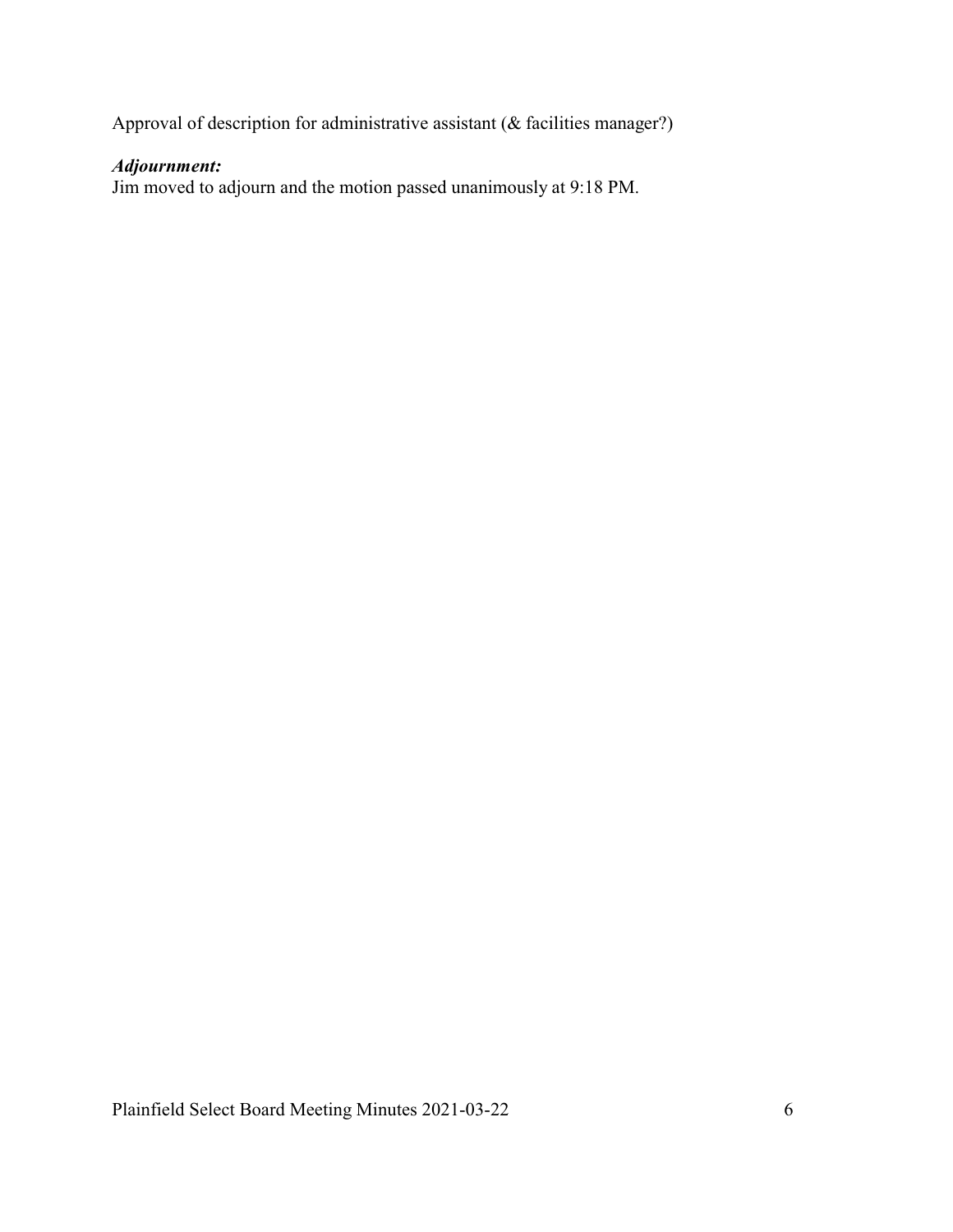Approval of description for administrative assistant (& facilities manager?)

***Adjournment:***
Jim moved to adjourn and the motion passed unanimously at 9:18 PM.